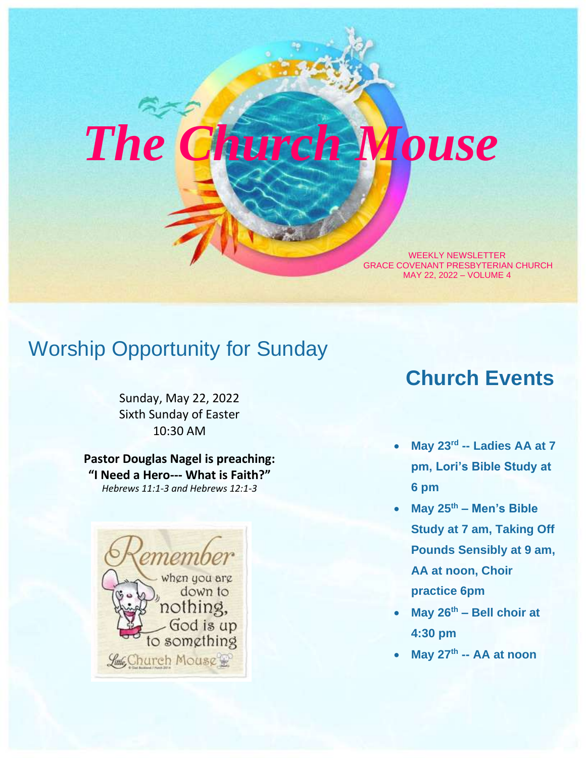# The Church Mouse

WEEKLY NEWSLETTER
GRACE COVENANT PRESBYTERIAN CHURCH
MAY 22, 2022 – VOLUME 4

## Worship Opportunity for Sunday

Sunday, May 22, 2022
Sixth Sunday of Easter
10:30 AM

**Pastor Douglas Nagel is preaching:**
**"I Need a Hero--- What is Faith?"**
*Hebrews 11:1-3 and Hebrews 12:1-3*

Remember when you are down to nothing, God is up to something

Little Church Mouse

## Church Events

- **May 23rd -- Ladies AA at 7 pm, Lori's Bible Study at 6 pm**
- **May 25th – Men's Bible Study at 7 am, Taking Off Pounds Sensibly at 9 am, AA at noon, Choir practice 6pm**
- **May 26th – Bell choir at 4:30 pm**
- **May 27th -- AA at noon**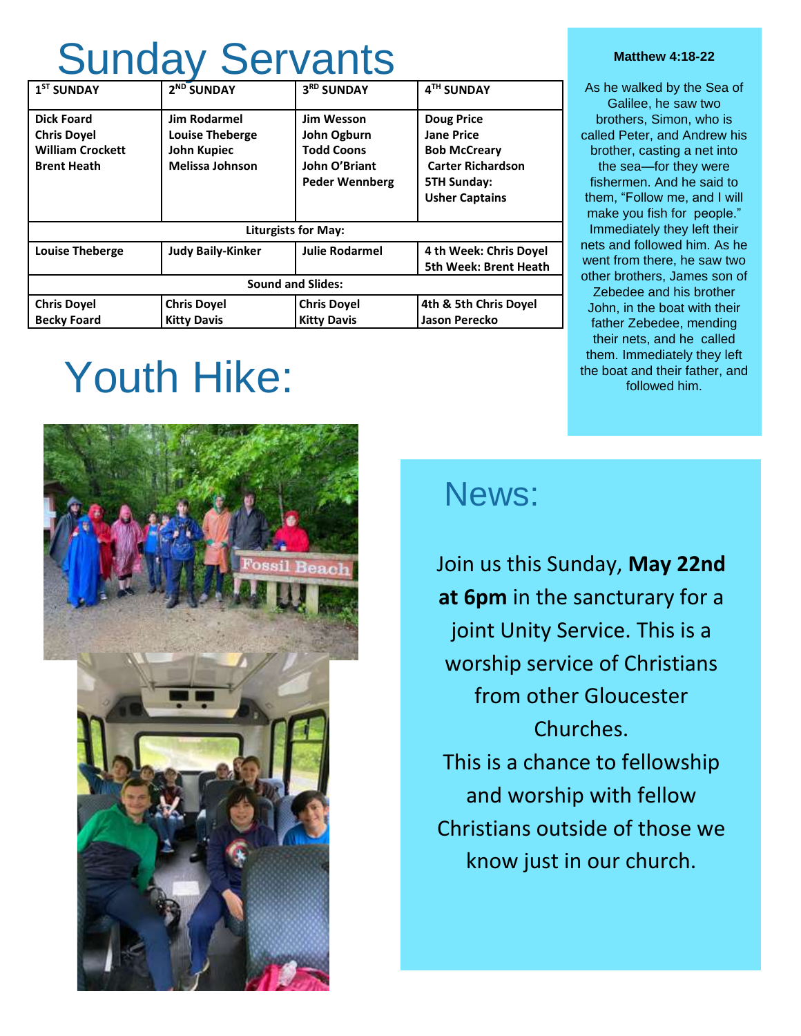# Sunday Servants

| 1ST SUNDAY | 2ND SUNDAY | 3RD SUNDAY | 4TH SUNDAY |
|---|---|---|---|
| Dick Foard<br>Chris Doyel<br>William Crockett<br>Brent Heath | Jim Rodarmel<br>Louise Theberge<br>John Kupiec<br>Melissa Johnson | Jim Wesson<br>John Ogburn<br>Todd Coons<br>John O'Briant<br>Peder Wennberg | Doug Price<br>Jane Price<br>Bob McCreary<br>Carter Richardson<br>5TH Sunday:<br>Usher Captains |
| **Liturgists for May:** | | | |
| Louise Theberge | Judy Baily-Kinker | Julie Rodarmel | 4 th Week: Chris Doyel<br>5th Week: Brent Heath |
| **Sound and Slides:** | | | |
| Chris Doyel<br>Becky Foard | Chris Doyel<br>Kitty Davis | Chris Doyel<br>Kitty Davis | 4th & 5th Chris Doyel<br>Jason Perecko |

**Matthew 4:18-22**

As he walked by the Sea of Galilee, he saw two brothers, Simon, who is called Peter, and Andrew his brother, casting a net into the sea—for they were fishermen. And he said to them, "Follow me, and I will make you fish for people." Immediately they left their nets and followed him. As he went from there, he saw two other brothers, James son of Zebedee and his brother John, in the boat with their father Zebedee, mending their nets, and he called them. Immediately they left the boat and their father, and followed him.

# Youth Hike:

## News:

Join us this Sunday, **May 22nd at 6pm** in the sanctuary for a joint Unity Service. This is a worship service of Christians from other Gloucester Churches.

This is a chance to fellowship and worship with fellow Christians outside of those we know just in our church.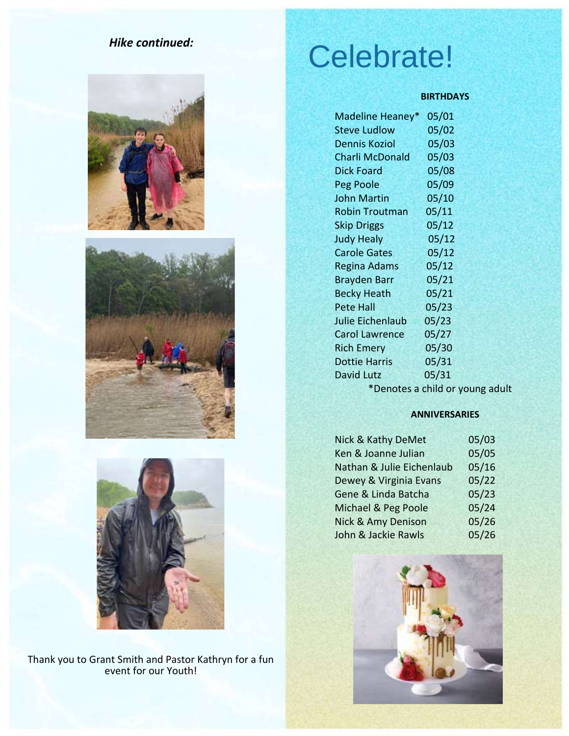*Hike continued:*

Thank you to Grant Smith and Pastor Kathryn for a fun event for our Youth!

# Celebrate!

**BIRTHDAYS**

| | |
|---|---|
| Madeline Heaney* | 05/01 |
| Steve Ludlow | 05/02 |
| Dennis Koziol | 05/03 |
| Charli McDonald | 05/03 |
| Dick Foard | 05/08 |
| Peg Poole | 05/09 |
| John Martin | 05/10 |
| Robin Troutman | 05/11 |
| Skip Driggs | 05/12 |
| Judy Healy | 05/12 |
| Carole Gates | 05/12 |
| Regina Adams | 05/12 |
| Brayden Barr | 05/21 |
| Becky Heath | 05/21 |
| Pete Hall | 05/23 |
| Julie Eichenlaub | 05/23 |
| Carol Lawrence | 05/27 |
| Rich Emery | 05/30 |
| Dottie Harris | 05/31 |
| David Lutz | 05/31 |

*Denotes a child or young adult

**ANNIVERSARIES**

| | |
|---|---|
| Nick & Kathy DeMet | 05/03 |
| Ken & Joanne Julian | 05/05 |
| Nathan & Julie Eichenlaub | 05/16 |
| Dewey & Virginia Evans | 05/22 |
| Gene & Linda Batcha | 05/23 |
| Michael & Peg Poole | 05/24 |
| Nick & Amy Denison | 05/26 |
| John & Jackie Rawls | 05/26 |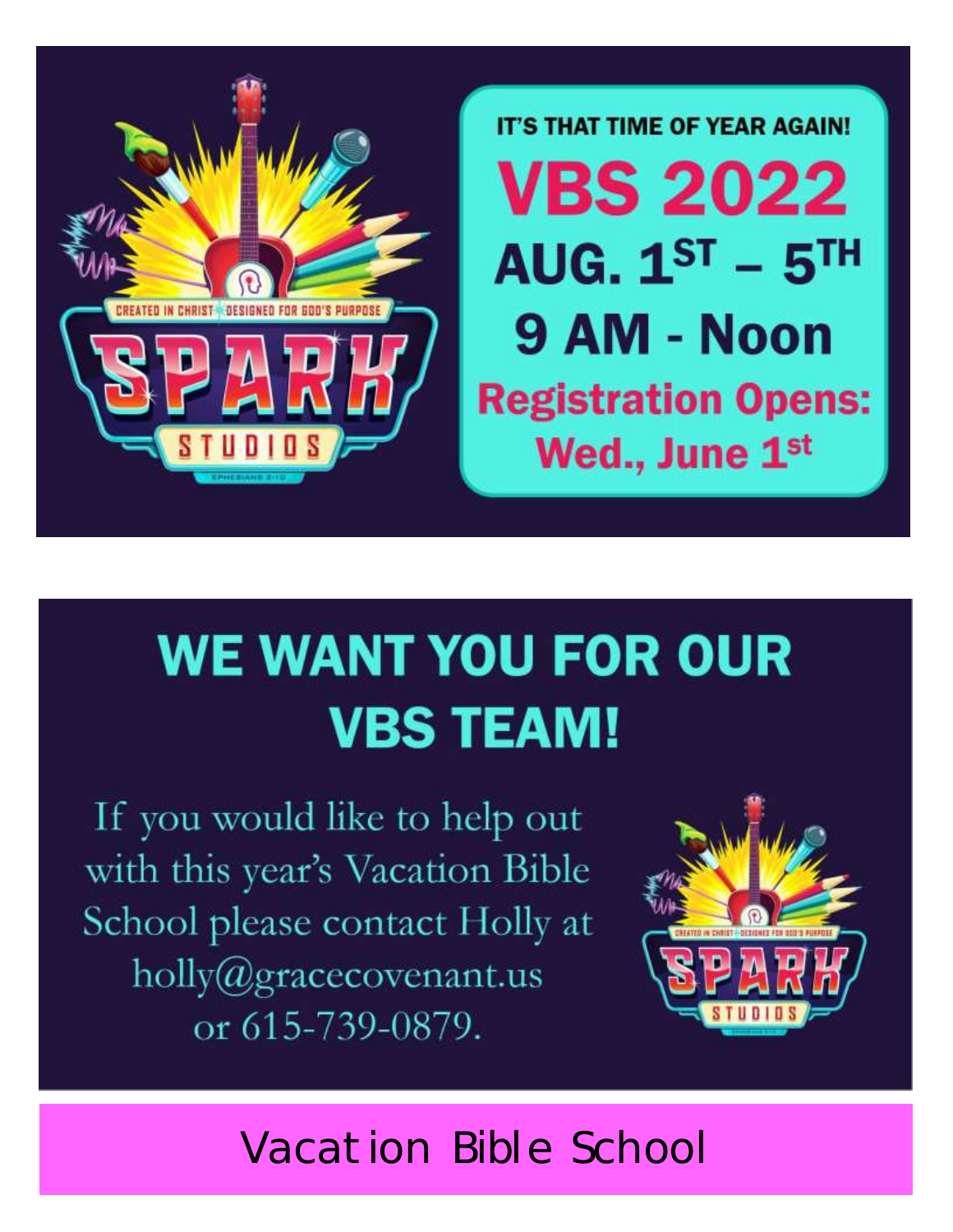IT'S THAT TIME OF YEAR AGAIN!

# VBS 2022

## AUG. 1ST – 5TH

## 9 AM - Noon

**Registration Opens: Wed., June 1st**

# WE WANT YOU FOR OUR VBS TEAM!

If you would like to help out with this year's Vacation Bible School please contact Holly at holly@gracecovenant.us or 615-739-0879.

Vacation Bible School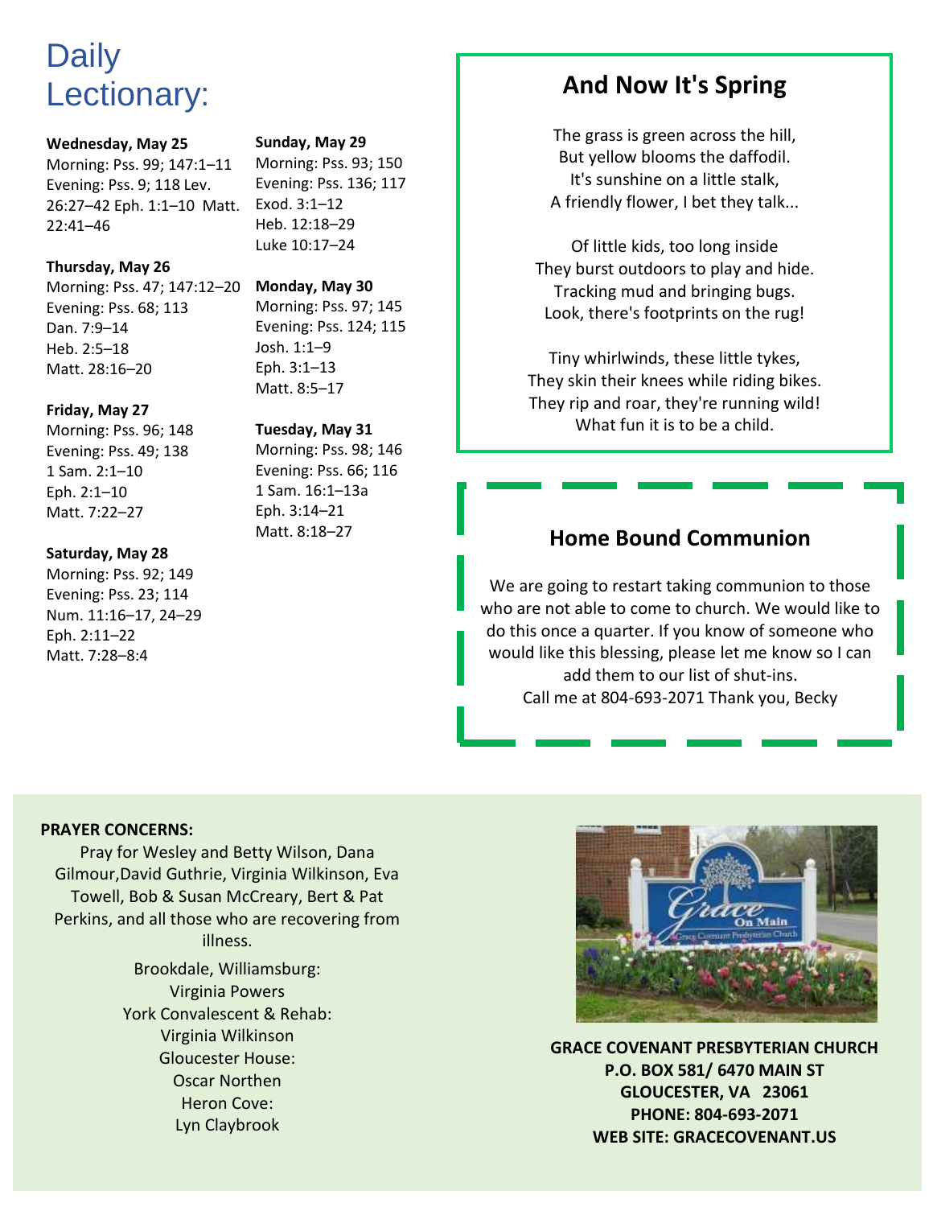# Daily Lectionary:

**Wednesday, May 25**
Morning: Pss. 99; 147:1–11
Evening: Pss. 9; 118 Lev. 26:27–42 Eph. 1:1–10 Matt. 22:41–46

**Thursday, May 26**
Morning: Pss. 47; 147:12–20
Evening: Pss. 68; 113
Dan. 7:9–14
Heb. 2:5–18
Matt. 28:16–20

**Friday, May 27**
Morning: Pss. 96; 148
Evening: Pss. 49; 138
1 Sam. 2:1–10
Eph. 2:1–10
Matt. 7:22–27

**Saturday, May 28**
Morning: Pss. 92; 149
Evening: Pss. 23; 114
Num. 11:16–17, 24–29
Eph. 2:11–22
Matt. 7:28–8:4

**Sunday, May 29**
Morning: Pss. 93; 150
Evening: Pss. 136; 117
Exod. 3:1–12
Heb. 12:18–29
Luke 10:17–24

**Monday, May 30**
Morning: Pss. 97; 145
Evening: Pss. 124; 115
Josh. 1:1–9
Eph. 3:1–13
Matt. 8:5–17

**Tuesday, May 31**
Morning: Pss. 98; 146
Evening: Pss. 66; 116
1 Sam. 16:1–13a
Eph. 3:14–21
Matt. 8:18–27

## And Now It's Spring

The grass is green across the hill,
But yellow blooms the daffodil.
It's sunshine on a little stalk,
A friendly flower, I bet they talk...

Of little kids, too long inside
They burst outdoors to play and hide.
Tracking mud and bringing bugs.
Look, there's footprints on the rug!

Tiny whirlwinds, these little tykes,
They skin their knees while riding bikes.
They rip and roar, they're running wild!
What fun it is to be a child.

## Home Bound Communion

We are going to restart taking communion to those who are not able to come to church. We would like to do this once a quarter. If you know of someone who would like this blessing, please let me know so I can add them to our list of shut-ins.
Call me at 804-693-2071 Thank you, Becky

**PRAYER CONCERNS:**

Pray for Wesley and Betty Wilson, Dana Gilmour,David Guthrie, Virginia Wilkinson, Eva Towell, Bob & Susan McCreary, Bert & Pat Perkins, and all those who are recovering from illness.

Brookdale, Williamsburg:
Virginia Powers
York Convalescent & Rehab:
Virginia Wilkinson
Gloucester House:
Oscar Northen
Heron Cove:
Lyn Claybrook

**GRACE COVENANT PRESBYTERIAN CHURCH**
**P.O. BOX 581/ 6470 MAIN ST**
**GLOUCESTER, VA 23061**
**PHONE: 804-693-2071**
**WEB SITE: GRACECOVENANT.US**